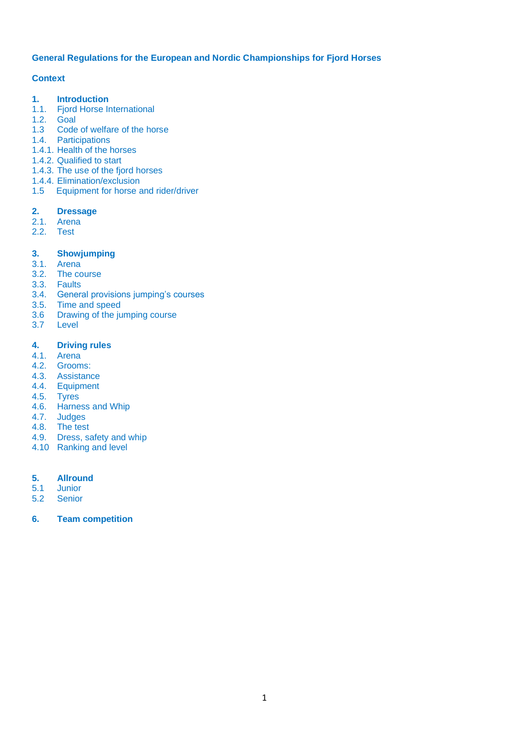# General Regulations for the European and Nordic Championships for Fjord Horses

## Context

**1. Introduction**
1.1. Fjord Horse International
1.2. Goal
1.3 Code of welfare of the horse
1.4. Participations
1.4.1. Health of the horses
1.4.2. Qualified to start
1.4.3. The use of the fjord horses
1.4.4. Elimination/exclusion
1.5 Equipment for horse and rider/driver

**2. Dressage**
2.1. Arena
2.2. Test

**3. Showjumping**
3.1. Arena
3.2. The course
3.3. Faults
3.4. General provisions jumping's courses
3.5. Time and speed
3.6 Drawing of the jumping course
3.7 Level

**4. Driving rules**
4.1. Arena
4.2. Grooms:
4.3. Assistance
4.4. Equipment
4.5. Tyres
4.6. Harness and Whip
4.7. Judges
4.8. The test
4.9. Dress, safety and whip
4.10 Ranking and level

**5. Allround**
5.1 Junior
5.2 Senior

**6. Team competition**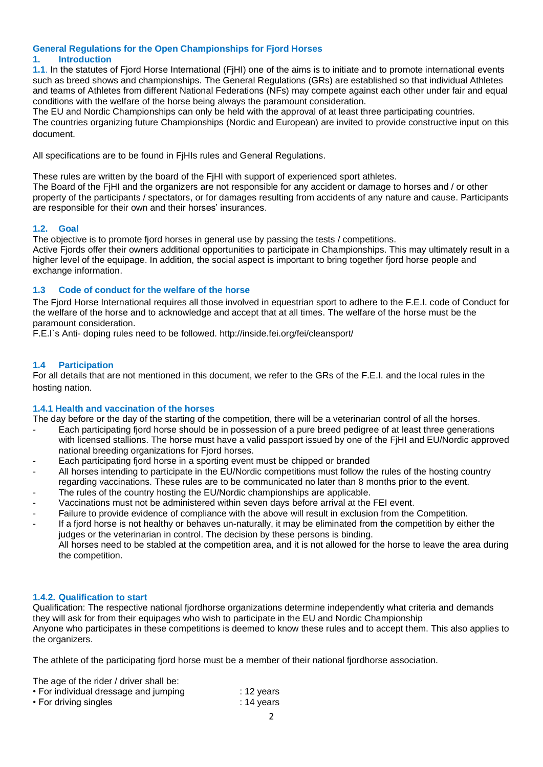## General Regulations for the Open Championships for Fjord Horses

### 1. Introduction

**1.1**. In the statutes of Fjord Horse International (FjHI) one of the aims is to initiate and to promote international events such as breed shows and championships. The General Regulations (GRs) are established so that individual Athletes and teams of Athletes from different National Federations (NFs) may compete against each other under fair and equal conditions with the welfare of the horse being always the paramount consideration.
The EU and Nordic Championships can only be held with the approval of at least three participating countries.
The countries organizing future Championships (Nordic and European) are invited to provide constructive input on this document.

All specifications are to be found in FjHIs rules and General Regulations.

These rules are written by the board of the FjHI with support of experienced sport athletes.
The Board of the FjHI and the organizers are not responsible for any accident or damage to horses and / or other property of the participants / spectators, or for damages resulting from accidents of any nature and cause. Participants are responsible for their own and their horses' insurances.

### 1.2. Goal

The objective is to promote fjord horses in general use by passing the tests / competitions.
Active Fjords offer their owners additional opportunities to participate in Championships. This may ultimately result in a higher level of the equipage. In addition, the social aspect is important to bring together fjord horse people and exchange information.

### 1.3 Code of conduct for the welfare of the horse

The Fjord Horse International requires all those involved in equestrian sport to adhere to the F.E.I. code of Conduct for the welfare of the horse and to acknowledge and accept that at all times. The welfare of the horse must be the paramount consideration.
F.E.I`s Anti- doping rules need to be followed. http://inside.fei.org/fei/cleansport/

### 1.4 Participation

For all details that are not mentioned in this document, we refer to the GRs of the F.E.I. and the local rules in the hosting nation.

#### 1.4.1 Health and vaccination of the horses

The day before or the day of the starting of the competition, there will be a veterinarian control of all the horses.

- Each participating fjord horse should be in possession of a pure breed pedigree of at least three generations with licensed stallions. The horse must have a valid passport issued by one of the FjHI and EU/Nordic approved national breeding organizations for Fjord horses.
- Each participating fjord horse in a sporting event must be chipped or branded
- All horses intending to participate in the EU/Nordic competitions must follow the rules of the hosting country regarding vaccinations. These rules are to be communicated no later than 8 months prior to the event.
- The rules of the country hosting the EU/Nordic championships are applicable.
- Vaccinations must not be administered within seven days before arrival at the FEI event.
- Failure to provide evidence of compliance with the above will result in exclusion from the Competition.
- If a fjord horse is not healthy or behaves un-naturally, it may be eliminated from the competition by either the judges or the veterinarian in control. The decision by these persons is binding.
  All horses need to be stabled at the competition area, and it is not allowed for the horse to leave the area during the competition.

#### 1.4.2. Qualification to start

Qualification: The respective national fjordhorse organizations determine independently what criteria and demands they will ask for from their equipages who wish to participate in the EU and Nordic Championship
Anyone who participates in these competitions is deemed to know these rules and to accept them. This also applies to the organizers.

The athlete of the participating fjord horse must be a member of their national fjordhorse association.

The age of the rider / driver shall be:

- For individual dressage and jumping : 12 years
- For driving singles : 14 years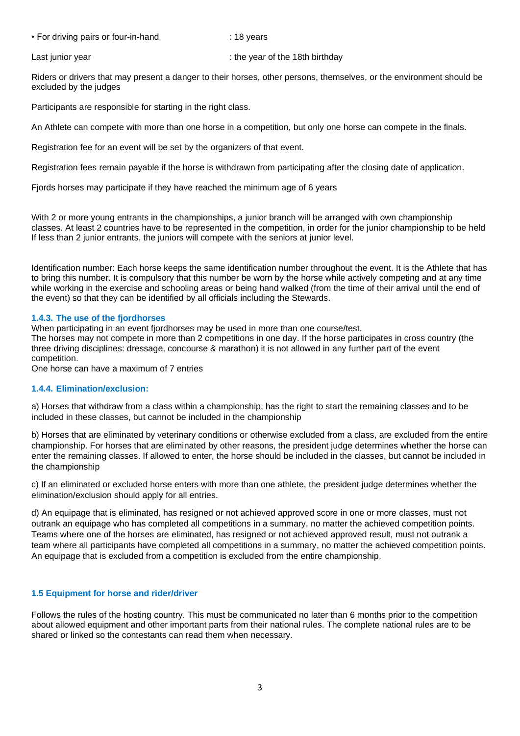• For driving pairs or four-in-hand : 18 years

Last junior year : the year of the 18th birthday

Riders or drivers that may present a danger to their horses, other persons, themselves, or the environment should be excluded by the judges

Participants are responsible for starting in the right class.

An Athlete can compete with more than one horse in a competition, but only one horse can compete in the finals.

Registration fee for an event will be set by the organizers of that event.

Registration fees remain payable if the horse is withdrawn from participating after the closing date of application.

Fjords horses may participate if they have reached the minimum age of 6 years

With 2 or more young entrants in the championships, a junior branch will be arranged with own championship classes. At least 2 countries have to be represented in the competition, in order for the junior championship to be held If less than 2 junior entrants, the juniors will compete with the seniors at junior level.

Identification number: Each horse keeps the same identification number throughout the event. It is the Athlete that has to bring this number. It is compulsory that this number be worn by the horse while actively competing and at any time while working in the exercise and schooling areas or being hand walked (from the time of their arrival until the end of the event) so that they can be identified by all officials including the Stewards.

### 1.4.3. The use of the fjordhorses

When participating in an event fjordhorses may be used in more than one course/test.
The horses may not compete in more than 2 competitions in one day. If the horse participates in cross country (the three driving disciplines: dressage, concourse & marathon) it is not allowed in any further part of the event competition.
One horse can have a maximum of 7 entries

### 1.4.4. Elimination/exclusion:

a) Horses that withdraw from a class within a championship, has the right to start the remaining classes and to be included in these classes, but cannot be included in the championship

b) Horses that are eliminated by veterinary conditions or otherwise excluded from a class, are excluded from the entire championship. For horses that are eliminated by other reasons, the president judge determines whether the horse can enter the remaining classes. If allowed to enter, the horse should be included in the classes, but cannot be included in the championship

c) If an eliminated or excluded horse enters with more than athlete, the president judge determines whether the elimination/exclusion should apply for all entries.

d) An equipage that is eliminated, has resigned or not achieved approved score in one or more classes, must not outrank an equipage who has completed all competitions in a summary, no matter the achieved competition points. Teams where one of the horses are eliminated, has resigned or not achieved approved result, must not outrank a team where all participants have completed all competitions in a summary, no matter the achieved competition points. An equipage that is excluded from a competition is excluded from the entire championship.

### 1.5 Equipment for horse and rider/driver

Follows the rules of the hosting country. This must be communicated no later than 6 months prior to the competition about allowed equipment and other important parts from their national rules. The complete national rules are to be shared or linked so the contestants can read them when necessary.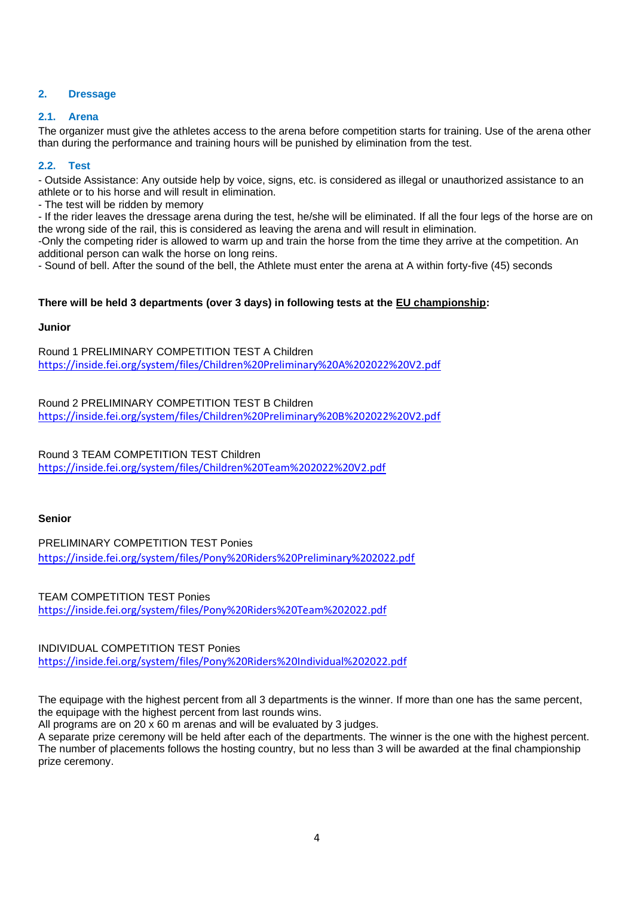## 2. Dressage

### 2.1. Arena

The organizer must give the athletes access to the arena before competition starts for training. Use of the arena other than during the performance and training hours will be punished by elimination from the test.

### 2.2. Test

- Outside Assistance: Any outside help by voice, signs, etc. is considered as illegal or unauthorized assistance to an athlete or to his horse and will result in elimination.
- The test will be ridden by memory
- If the rider leaves the dressage arena during the test, he/she will be eliminated. If all the four legs of the horse are on the wrong side of the rail, this is considered as leaving the arena and will result in elimination.
-Only the competing rider is allowed to warm up and train the horse from the time they arrive at the competition. An additional person can walk the horse on long reins.
- Sound of bell. After the sound of the bell, the Athlete must enter the arena at A within forty-five (45) seconds

**There will be held 3 departments (over 3 days) in following tests at the EU championship:**

**Junior**

Round 1 PRELIMINARY COMPETITION TEST A Children
https://inside.fei.org/system/files/Children%20Preliminary%20A%202022%20V2.pdf

Round 2 PRELIMINARY COMPETITION TEST B Children
https://inside.fei.org/system/files/Children%20Preliminary%20B%202022%20V2.pdf

Round 3 TEAM COMPETITION TEST Children
https://inside.fei.org/system/files/Children%20Team%202022%20V2.pdf

**Senior**

PRELIMINARY COMPETITION TEST Ponies
https://inside.fei.org/system/files/Pony%20Riders%20Preliminary%202022.pdf

TEAM COMPETITION TEST Ponies
https://inside.fei.org/system/files/Pony%20Riders%20Team%202022.pdf

INDIVIDUAL COMPETITION TEST Ponies
https://inside.fei.org/system/files/Pony%20Riders%20Individual%202022.pdf

The equipage with the highest percent from all 3 departments is the winner. If more than one has the same percent, the equipage with the highest percent from last rounds wins.
All programs are on 20 x 60 m arenas and will be evaluated by 3 judges.
A separate prize ceremony will be held after each of the departments. The winner is the one with the highest percent. The number of placements follows the hosting country, but no less than 3 will be awarded at the final championship prize ceremony.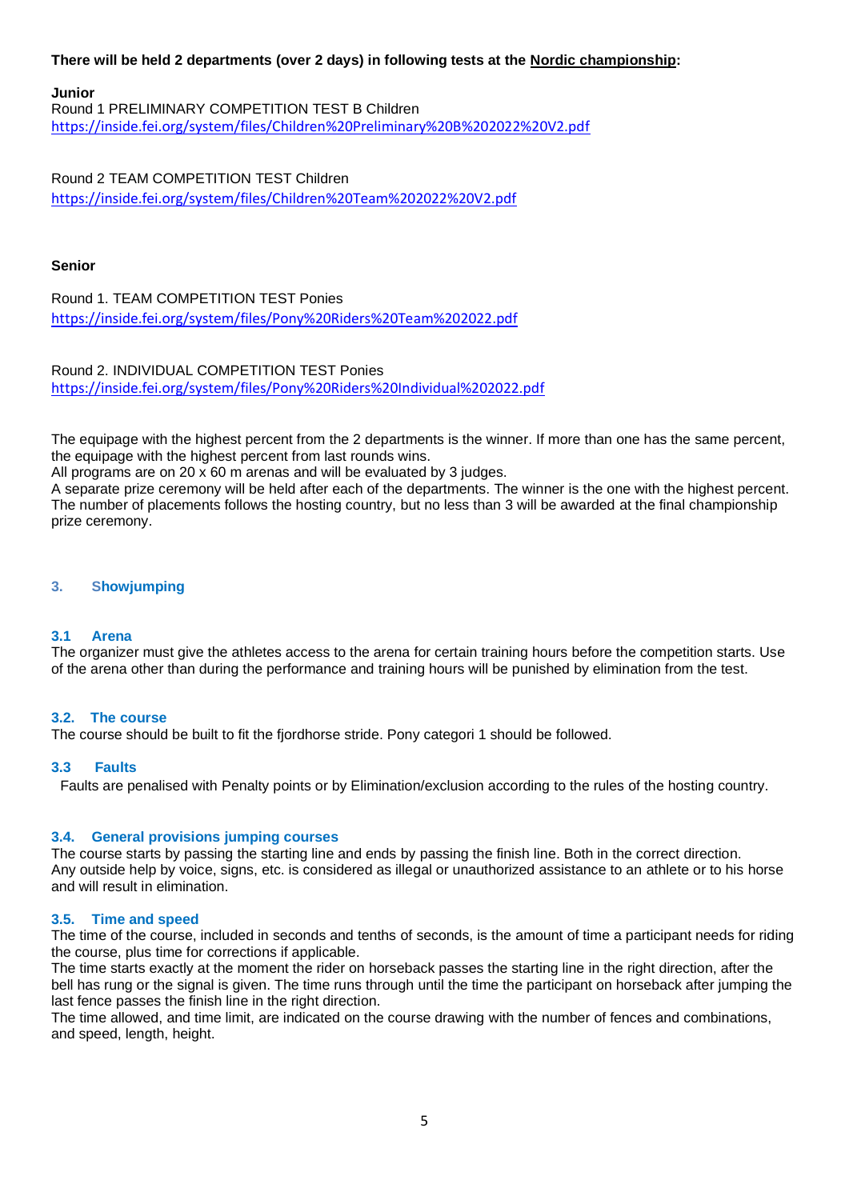**There will be held 2 departments (over 2 days) in following tests at the Nordic championship:**

**Junior**
Round 1 PRELIMINARY COMPETITION TEST B Children
https://inside.fei.org/system/files/Children%20Preliminary%20B%202022%20V2.pdf

Round 2 TEAM COMPETITION TEST Children
https://inside.fei.org/system/files/Children%20Team%202022%20V2.pdf

**Senior**

Round 1. TEAM COMPETITION TEST Ponies
https://inside.fei.org/system/files/Pony%20Riders%20Team%202022.pdf

Round 2. INDIVIDUAL COMPETITION TEST Ponies
https://inside.fei.org/system/files/Pony%20Riders%20Individual%202022.pdf

The equipage with the highest percent from the 2 departments is the winner. If more than one has the same percent, the equipage with the highest percent from last rounds wins.
All programs are on 20 x 60 m arenas and will be evaluated by 3 judges.
A separate prize ceremony will be held after each of the departments. The winner is the one with the highest percent. The number of placements follows the hosting country, but no less than 3 will be awarded at the final championship prize ceremony.

## 3. Showjumping

### 3.1 Arena

The organizer must give the athletes access to the arena for certain training hours before the competition starts. Use of the arena other than during the performance and training hours will be punished by elimination from the test.

### 3.2. The course

The course should be built to fit the fjordhorse stride. Pony categori 1 should be followed.

### 3.3 Faults

Faults are penalised with Penalty points or by Elimination/exclusion according to the rules of the hosting country.

### 3.4. General provisions jumping courses

The course starts by passing the starting line and ends by passing the finish line. Both in the correct direction.
Any outside help by voice, signs, etc. is considered as illegal or unauthorized assistance to an athlete or to his horse and will result in elimination.

### 3.5. Time and speed

The time of the course, included in seconds and tenths of seconds, is the amount of time a participant needs for riding the course, plus time for corrections if applicable.
The time starts exactly at the moment the rider on horseback passes the starting line in the right direction, after the bell has rung or the signal is given. The time runs through until the time the participant on horseback after jumping the last fence passes the finish line in the right direction.
The time allowed, and time limit, are indicated on the course drawing with the number of fences and combinations, and speed, length, height.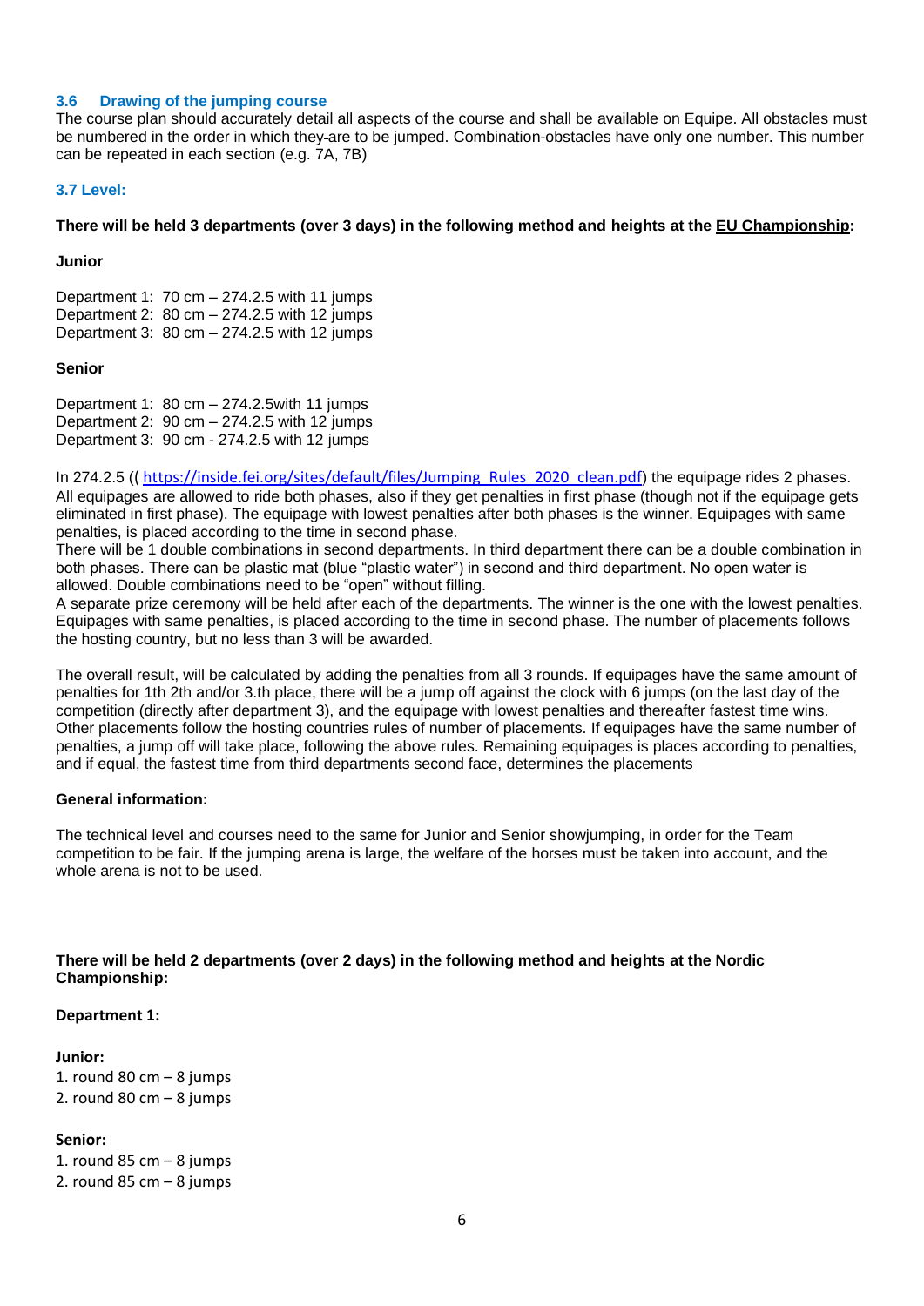### 3.6 Drawing of the jumping course

The course plan should accurately detail all aspects of the course and shall be available on Equipe. All obstacles must be numbered in the order in which they are to be jumped. Combination-obstacles have only one number. This number can be repeated in each section (e.g. 7A, 7B)

### 3.7 Level:

**There will be held 3 departments (over 3 days) in the following method and heights at the EU Championship:**

**Junior**

Department 1: 70 cm – 274.2.5 with 11 jumps
Department 2: 80 cm – 274.2.5 with 12 jumps
Department 3: 80 cm – 274.2.5 with 12 jumps

**Senior**

Department 1: 80 cm – 274.2.5with 11 jumps
Department 2: 90 cm – 274.2.5 with 12 jumps
Department 3: 90 cm - 274.2.5 with 12 jumps

In 274.2.5 (( https://inside.fei.org/sites/default/files/Jumping_Rules_2020_clean.pdf) the equipage rides 2 phases. All equipages are allowed to ride both phases, also if they get penalties in first phase (though not if the equipage gets eliminated in first phase). The equipage with lowest penalties after both phases is the winner. Equipages with same penalties, is placed according to the time in second phase.
There will be 1 double combinations in second departments. In third department there can be a double combination in both phases. There can be plastic mat (blue "plastic water") in second and third department. No open water is allowed. Double combinations need to be "open" without filling.
A separate prize ceremony will be held after each of the departments. The winner is the one with the lowest penalties. Equipages with same penalties, is placed according to the time in second phase. The number of placements follows the hosting country, but no less than 3 will be awarded.

The overall result, will be calculated by adding the penalties from all 3 rounds. If equipages have the same amount of penalties for 1th 2th and/or 3.th place, there will be a jump off against the clock with 6 jumps (on the last day of the competition (directly after department 3), and the equipage with lowest penalties and thereafter fastest time wins. Other placements follow the hosting countries rules of number of placements. If equipages have the same number of penalties, a jump off will take place, following the above rules. Remaining equipages is places according to penalties, and if equal, the fastest time from third departments second face, determines the placements

**General information:**

The technical level and courses need to the same for Junior and Senior showjumping, in order for the Team competition to be fair. If the jumping arena is large, the welfare of the horses must be taken into account, and the whole arena is not to be used.

**There will be held 2 departments (over 2 days) in the following method and heights at the Nordic Championship:**

**Department 1:**

**Junior:**
1. round 80 cm – 8 jumps
2. round 80 cm – 8 jumps

**Senior:**
1. round 85 cm – 8 jumps
2. round 85 cm – 8 jumps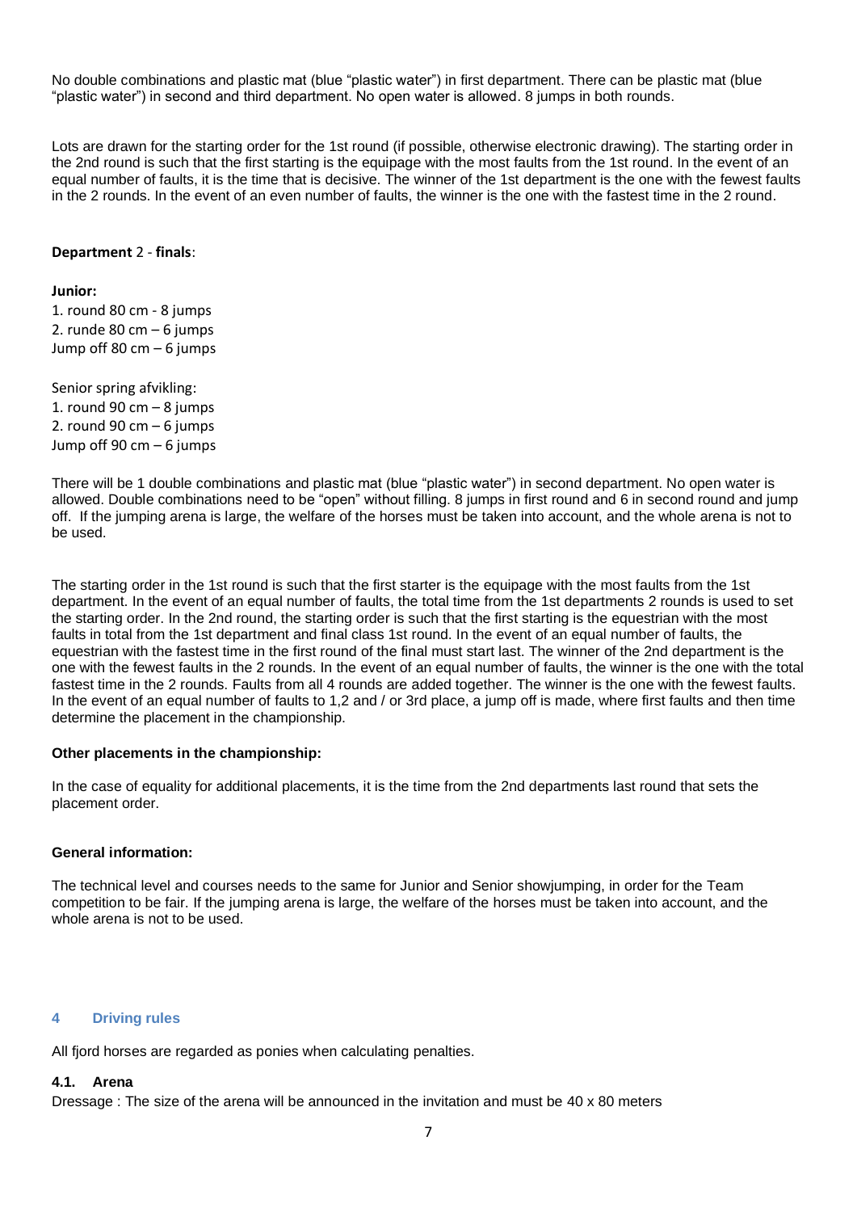No double combinations and plastic mat (blue "plastic water") in first department. There can be plastic mat (blue "plastic water") in second and third department. No open water is allowed. 8 jumps in both rounds.

Lots are drawn for the starting order for the 1st round (if possible, otherwise electronic drawing). The starting order in the 2nd round is such that the first starting is the equipage with the most faults from the 1st round. In the event of an equal number of faults, it is the time that is decisive. The winner of the 1st department is the one with the fewest faults in the 2 rounds. In the event of an even number of faults, the winner is the one with the fastest time in the 2 round.

**Department** 2 - **finals**:

**Junior:**

1. round 80 cm - 8 jumps
2. runde 80 cm – 6 jumps

Jump off 80 cm – 6 jumps

Senior spring afvikling:

1. round 90 cm – 8 jumps
2. round 90 cm – 6 jumps

Jump off 90 cm – 6 jumps

There will be 1 double combinations and plastic mat (blue "plastic water") in second department. No open water is allowed. Double combinations need to be "open" without filling. 8 jumps in first round and 6 in second round and jump off. If the jumping arena is large, the welfare of the horses must be taken into account, and the whole arena is not to be used.

The starting order in the 1st round is such that the first starter is the equipage with the most faults from the 1st department. In the event of an equal number of faults, the total time from the 1st departments 2 rounds is used to set the starting order. In the 2nd round, the starting order is such that the first starting is the equestrian with the most faults in total from the 1st department and final class 1st round. In the event of an equal number of faults, the equestrian with the fastest time in the first round of the final must start last. The winner of the 2nd department is the one with the fewest faults in the 2 rounds. In the event of an equal number of faults, the winner is the one with the total fastest time in the 2 rounds. Faults from all 4 rounds are added together. The winner is the one with the fewest faults. In the event of an equal number of faults to 1,2 and / or 3rd place, a jump off is made, where first faults and then time determine the placement in the championship.

**Other placements in the championship:**

In the case of equality for additional placements, it is the time from the 2nd departments last round that sets the placement order.

**General information:**

The technical level and courses needs to the same for Junior and Senior showjumping, in order for the Team competition to be fair. If the jumping arena is large, the welfare of the horses must be taken into account, and the whole arena is not to be used.

## 4 Driving rules

All fjord horses are regarded as ponies when calculating penalties.

### 4.1. Arena

Dressage : The size of the arena will be announced in the invitation and must be 40 x 80 meters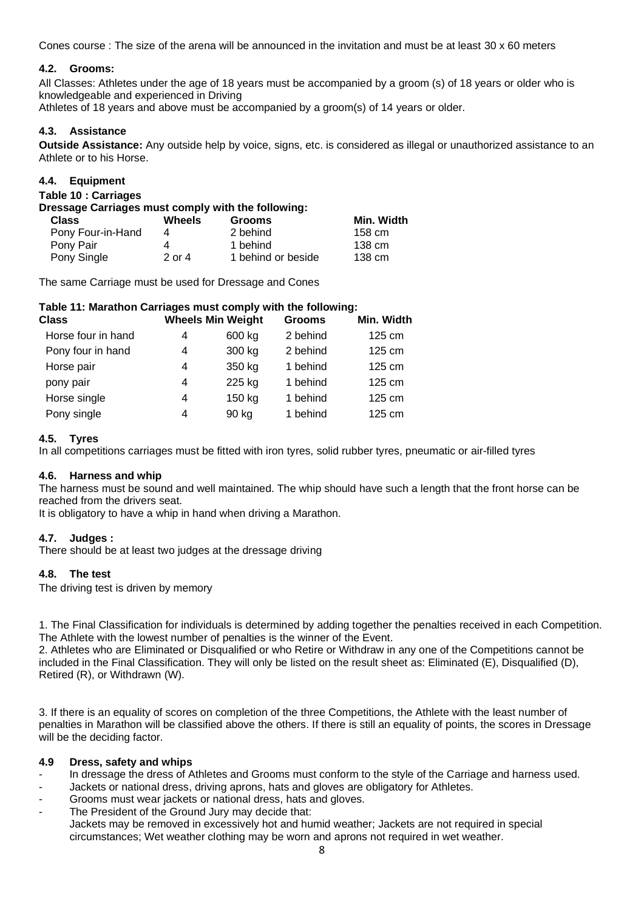Cones course : The size of the arena will be announced in the invitation and must be at least 30 x 60 meters

### 4.2. Grooms:

All Classes: Athletes under the age of 18 years must be accompanied by a groom (s) of 18 years or older who is knowledgeable and experienced in Driving

Athletes of 18 years and above must be accompanied by a groom(s) of 14 years or older.

### 4.3. Assistance

**Outside Assistance:** Any outside help by voice, signs, etc. is considered as illegal or unauthorized assistance to an Athlete or to his Horse.

### 4.4. Equipment

**Table 10 : Carriages**

**Dressage Carriages must comply with the following:**

| Class | Wheels | Grooms | Min. Width |
|---|---|---|---|
| Pony Four-in-Hand | 4 | 2 behind | 158 cm |
| Pony Pair | 4 | 1 behind | 138 cm |
| Pony Single | 2 or 4 | 1 behind or beside | 138 cm |

The same Carriage must be used for Dressage and Cones

**Table 11: Marathon Carriages must comply with the following:**

| Class | Wheels | Min Weight | Grooms | Min. Width |
|---|---|---|---|---|
| Horse four in hand | 4 | 600 kg | 2 behind | 125 cm |
| Pony four in hand | 4 | 300 kg | 2 behind | 125 cm |
| Horse pair | 4 | 350 kg | 1 behind | 125 cm |
| pony pair | 4 | 225 kg | 1 behind | 125 cm |
| Horse single | 4 | 150 kg | 1 behind | 125 cm |
| Pony single | 4 | 90 kg | 1 behind | 125 cm |

### 4.5. Tyres

In all competitions carriages must be fitted with iron tyres, solid rubber tyres, pneumatic or air-filled tyres

### 4.6. Harness and whip

The harness must be sound and well maintained. The whip should have such a length that the front horse can be reached from the drivers seat.

It is obligatory to have a whip in hand when driving a Marathon.

### 4.7. Judges :

There should be at least two judges at the dressage driving

### 4.8. The test

The driving test is driven by memory

1. The Final Classification for individuals is determined by adding together the penalties received in each Competition. The Athlete with the lowest number of penalties is the winner of the Event.
2. Athletes who are Eliminated or Disqualified or who Retire or Withdraw in any one of the Competitions cannot be included in the Final Classification. They will only be listed on the result sheet as: Eliminated (E), Disqualified (D), Retired (R), or Withdrawn (W).

3. If there is an equality of scores on completion of the three Competitions, the Athlete with the least number of penalties in Marathon will be classified above the others. If there is still an equality of points, the scores in Dressage will be the deciding factor.

### 4.9 Dress, safety and whips

- In dressage the dress of Athletes and Grooms must conform to the style of the Carriage and harness used.
- Jackets or national dress, driving aprons, hats and gloves are obligatory for Athletes.
- Grooms must wear jackets or national dress, hats and gloves.
- The President of the Ground Jury may decide that:
  Jackets may be removed in excessively hot and humid weather; Jackets are not required in special circumstances; Wet weather clothing may be worn and aprons not required in wet weather.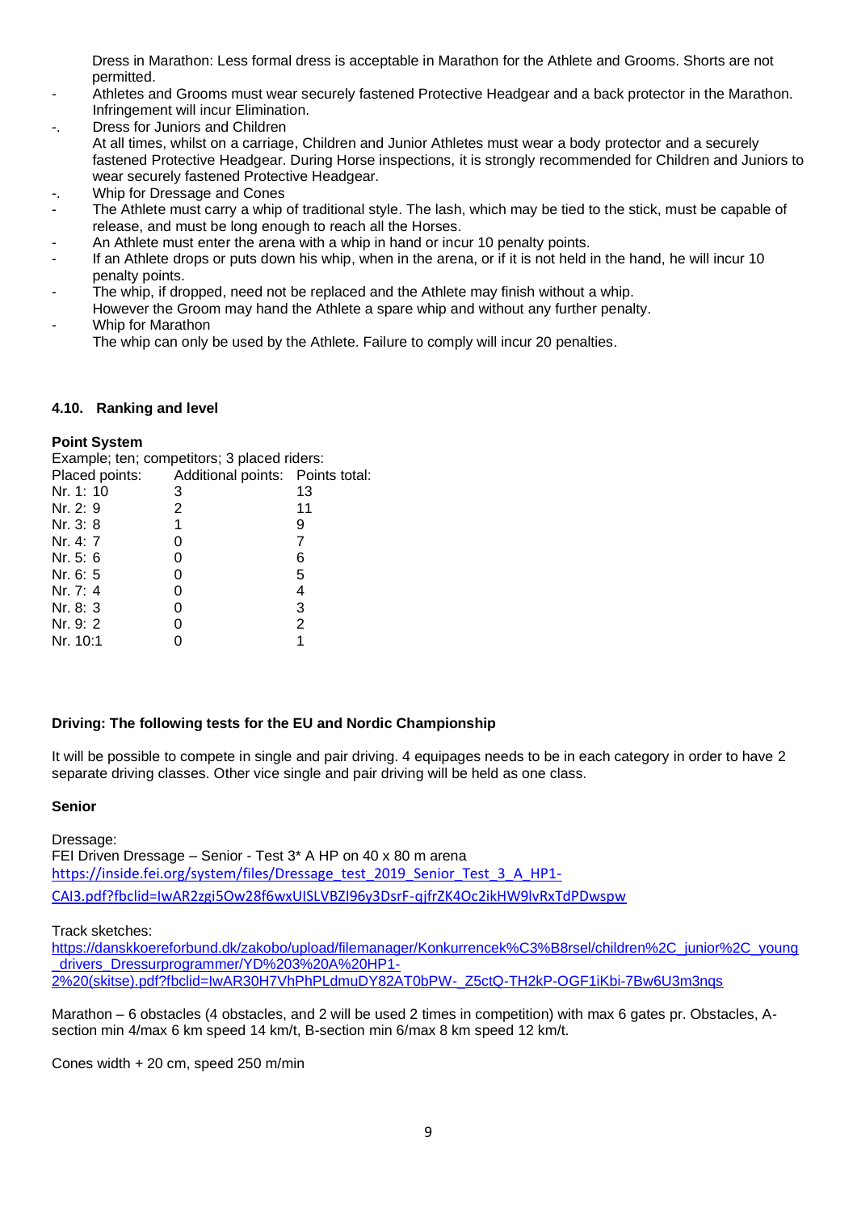Dress in Marathon: Less formal dress is acceptable in Marathon for the Athlete and Grooms. Shorts are not permitted.

- Athletes and Grooms must wear securely fastened Protective Headgear and a back protector in the Marathon. Infringement will incur Elimination.
-. Dress for Juniors and Children
  At all times, whilst on a carriage, Children and Junior Athletes must wear a body protector and a securely fastened Protective Headgear. During Horse inspections, it is strongly recommended for Children and Juniors to wear securely fastened Protective Headgear.
-. Whip for Dressage and Cones
- The Athlete must carry a whip of traditional style. The lash, which may be tied to the stick, must be capable of release, and must be long enough to reach all the Horses.
- An Athlete must enter the arena with a whip in hand or incur 10 penalty points.
- If an Athlete drops or puts down his whip, when in the arena, or if it is not held in the hand, he will incur 10 penalty points.
- The whip, if dropped, need not be replaced and the Athlete may finish without a whip.
  However the Groom may hand the Athlete a spare whip and without any further penalty.
- Whip for Marathon
  The whip can only be used by the Athlete. Failure to comply will incur 20 penalties.

### 4.10. Ranking and level

**Point System**

Example; ten; competitors; 3 placed riders:

| Placed points: | Additional points: | Points total: |
|---|---|---|
| Nr. 1: 10 | 3 | 13 |
| Nr. 2: 9 | 2 | 11 |
| Nr. 3: 8 | 1 | 9 |
| Nr. 4: 7 | 0 | 7 |
| Nr. 5: 6 | 0 | 6 |
| Nr. 6: 5 | 0 | 5 |
| Nr. 7: 4 | 0 | 4 |
| Nr. 8: 3 | 0 | 3 |
| Nr. 9: 2 | 0 | 2 |
| Nr. 10:1 | 0 | 1 |

**Driving: The following tests for the EU and Nordic Championship**

It will be possible to compete in single and pair driving. 4 equipages needs to be in each category in order to have 2 separate driving classes. Other vice single and pair driving will be held as one class.

**Senior**

Dressage:
FEI Driven Dressage – Senior - Test 3* A HP on 40 x 80 m arena
https://inside.fei.org/system/files/Dressage_test_2019_Senior_Test_3_A_HP1-CAI3.pdf?fbclid=IwAR2zgi5Ow28f6wxUISLVBZI96y3DsrF-qjfrZK4Oc2ikHW9lvRxTdPDwspw

Track sketches:
https://danskkoereforbund.dk/zakobo/upload/filemanager/Konkurrencek%C3%B8rsel/children%2C_junior%2C_young_drivers_Dressurprogrammer/YD%203%20A%20HP1-2%20(skitse).pdf?fbclid=IwAR30H7VhPhPLdmuDY82AT0bPW-_Z5ctQ-TH2kP-OGF1iKbi-7Bw6U3m3nqs

Marathon – 6 obstacles (4 obstacles, and 2 will be used 2 times in competition) with max 6 gates pr. Obstacles, A-section min 4/max 6 km speed 14 km/t, B-section min 6/max 8 km speed 12 km/t.

Cones width + 20 cm, speed 250 m/min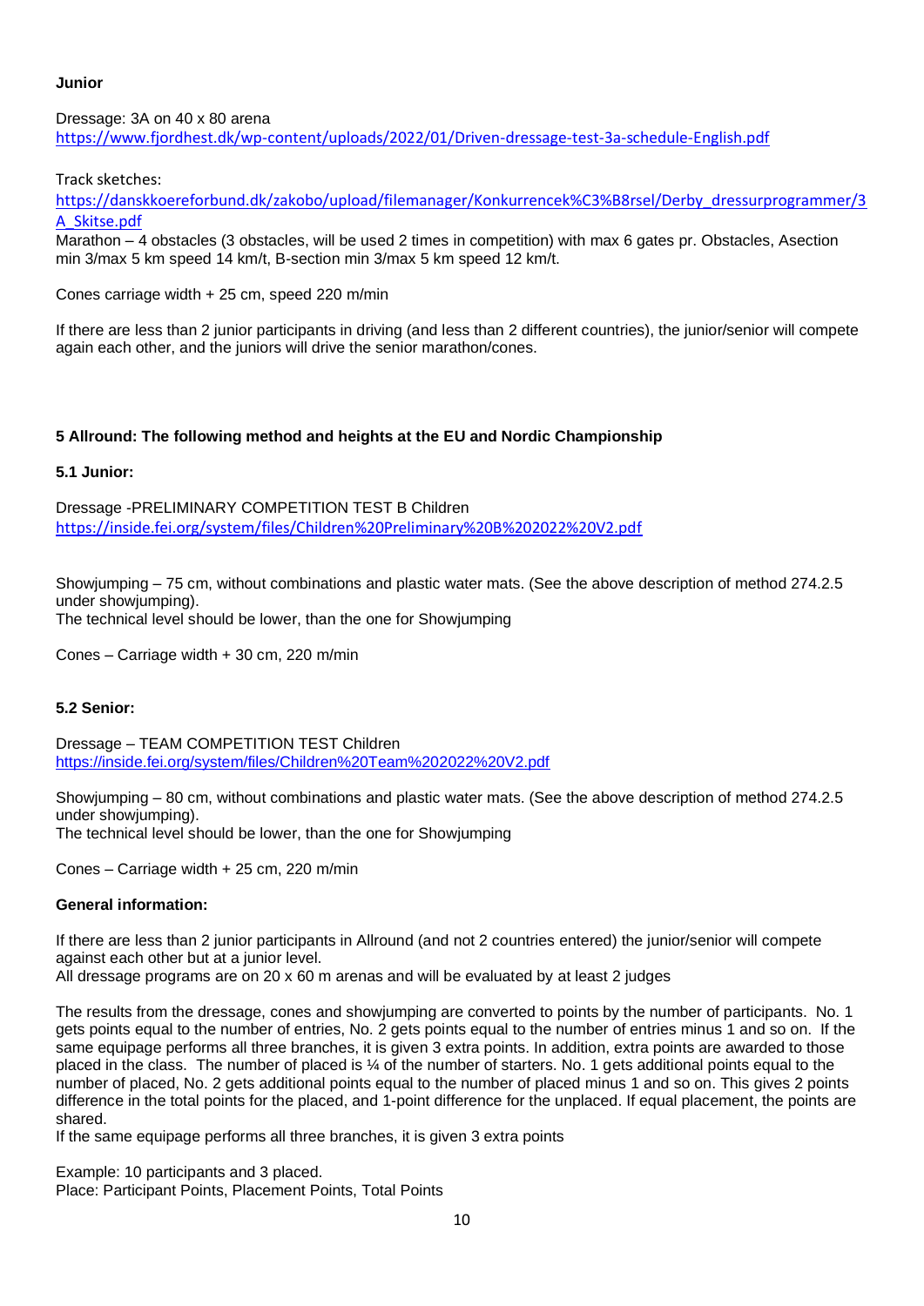**Junior**

Dressage: 3A on 40 x 80 arena
https://www.fjordhest.dk/wp-content/uploads/2022/01/Driven-dressage-test-3a-schedule-English.pdf

Track sketches:
https://danskkoereforbund.dk/zakobo/upload/filemanager/Konkurrencek%C3%B8rsel/Derby_dressurprogrammer/3A_Skitse.pdf
Marathon – 4 obstacles (3 obstacles, will be used 2 times in competition) with max 6 gates pr. Obstacles, Asection min 3/max 5 km speed 14 km/t, B-section min 3/max 5 km speed 12 km/t.

Cones carriage width + 25 cm, speed 220 m/min

If there are less than 2 junior participants in driving (and less than 2 different countries), the junior/senior will compete again each other, and the juniors will drive the senior marathon/cones.

## 5 Allround: The following method and heights at the EU and Nordic Championship

### 5.1 Junior:

Dressage -PRELIMINARY COMPETITION TEST B Children
https://inside.fei.org/system/files/Children%20Preliminary%20B%202022%20V2.pdf

Showjumping – 75 cm, without combinations and plastic water mats. (See the above description of method 274.2.5 under showjumping).
The technical level should be lower, than the one for Showjumping

Cones – Carriage width + 30 cm, 220 m/min

### 5.2 Senior:

Dressage – TEAM COMPETITION TEST Children
https://inside.fei.org/system/files/Children%20Team%202022%20V2.pdf

Showjumping – 80 cm, without combinations and plastic water mats. (See the above description of method 274.2.5 under showjumping).
The technical level should be lower, than the one for Showjumping

Cones – Carriage width + 25 cm, 220 m/min

**General information:**

If there are less than 2 junior participants in Allround (and not 2 countries entered) the junior/senior will compete against each other but at a junior level.
All dressage programs are on 20 x 60 m arenas and will be evaluated by at least 2 judges

The results from the dressage, cones and showjumping are converted to points by the number of participants. No. 1 gets points equal to the number of entries, No. 2 gets points equal to the number of entries minus 1 and so on. If the same equipage performs all three branches, it is given 3 extra points. In addition, extra points are awarded to those placed in the class. The number of placed is ¼ of the number of starters. No. 1 gets additional points equal to the number of placed, No. 2 gets additional points equal to the number of placed minus 1 and so on. This gives 2 points difference in the total points for the placed, and 1-point difference for the unplaced. If equal placement, the points are shared.
If the same equipage performs all three branches, it is given 3 extra points

Example: 10 participants and 3 placed.
Place: Participant Points, Placement Points, Total Points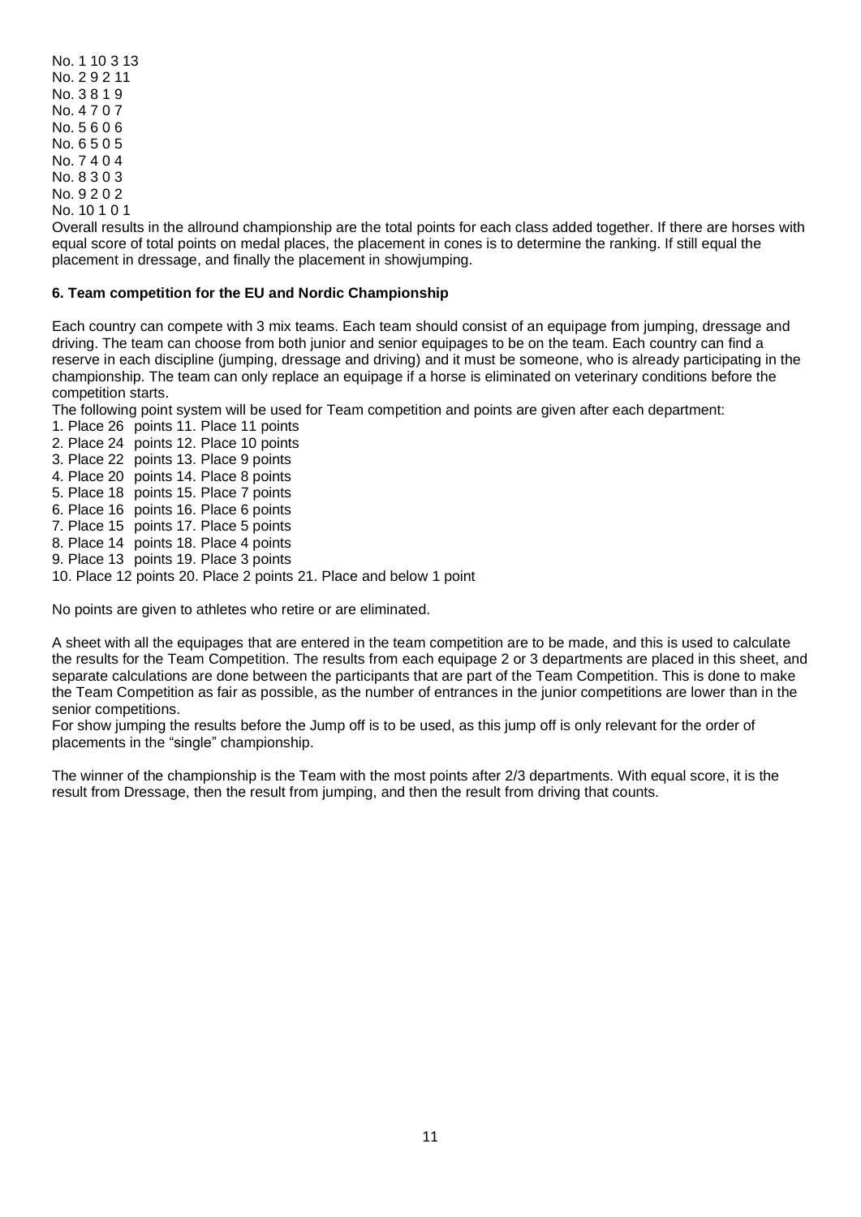No. 1 10 3 13
No. 2 9 2 11
No. 3 8 1 9
No. 4 7 0 7
No. 5 6 0 6
No. 6 5 0 5
No. 7 4 0 4
No. 8 3 0 3
No. 9 2 0 2
No. 10 1 0 1

Overall results in the allround championship are the total points for each class added together. If there are horses with equal score of total points on medal places, the placement in cones is to determine the ranking. If still equal the placement in dressage, and finally the placement in showjumping.

**6. Team competition for the EU and Nordic Championship**

Each country can compete with 3 mix teams. Each team should consist of an equipage from jumping, dressage and driving. The team can choose from both junior and senior equipages to be on the team. Each country can find a reserve in each discipline (jumping, dressage and driving) and it must be someone, who is already participating in the championship. The team can only replace an equipage if a horse is eliminated on veterinary conditions before the competition starts.

The following point system will be used for Team competition and points are given after each department:

1. Place 26 points 11. Place 11 points
2. Place 24 points 12. Place 10 points
3. Place 22 points 13. Place 9 points
4. Place 20 points 14. Place 8 points
5. Place 18 points 15. Place 7 points
6. Place 16 points 16. Place 6 points
7. Place 15 points 17. Place 5 points
8. Place 14 points 18. Place 4 points
9. Place 13 points 19. Place 3 points
10. Place 12 points 20. Place 2 points 21. Place and below 1 point

No points are given to athletes who retire or are eliminated.

A sheet with all the equipages that are entered in the team competition are to be made, and this is used to calculate the results for the Team Competition. The results from each equipage 2 or 3 departments are placed in this sheet, and separate calculations are done between the participants that are part of the Team Competition. This is done to make the Team Competition as fair as possible, as the number of entrances in the junior competitions are lower than in the senior competitions.

For show jumping the results before the Jump off is to be used, as this jump off is only relevant for the order of placements in the "single" championship.

The winner of the championship is the Team with the most points after 2/3 departments. With equal score, it is the result from Dressage, then the result from jumping, and then the result from driving that counts.